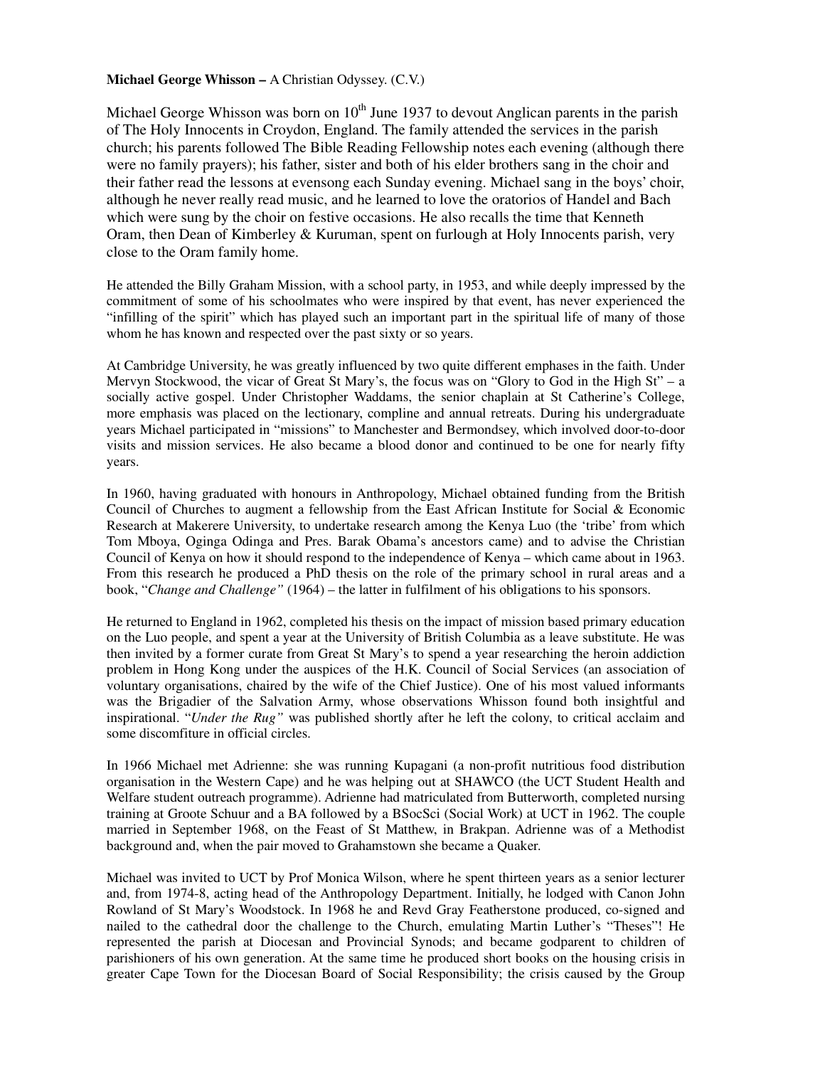**Michael George Whisson –** A Christian Odyssey. (C.V.)

Michael George Whisson was born on 10th June 1937 to devout Anglican parents in the parish of The Holy Innocents in Croydon, England. The family attended the services in the parish church; his parents followed The Bible Reading Fellowship notes each evening (although there were no family prayers); his father, sister and both of his elder brothers sang in the choir and their father read the lessons at evensong each Sunday evening. Michael sang in the boys' choir, although he never really read music, and he learned to love the oratorios of Handel and Bach which were sung by the choir on festive occasions. He also recalls the time that Kenneth Oram, then Dean of Kimberley & Kuruman, spent on furlough at Holy Innocents parish, very close to the Oram family home.

He attended the Billy Graham Mission, with a school party, in 1953, and while deeply impressed by the commitment of some of his schoolmates who were inspired by that event, has never experienced the "infilling of the spirit" which has played such an important part in the spiritual life of many of those whom he has known and respected over the past sixty or so years.

At Cambridge University, he was greatly influenced by two quite different emphases in the faith. Under Mervyn Stockwood, the vicar of Great St Mary's, the focus was on "Glory to God in the High St" – a socially active gospel. Under Christopher Waddams, the senior chaplain at St Catherine's College, more emphasis was placed on the lectionary, compline and annual retreats. During his undergraduate years Michael participated in "missions" to Manchester and Bermondsey, which involved door-to-door visits and mission services. He also became a blood donor and continued to be one for nearly fifty years.

In 1960, having graduated with honours in Anthropology, Michael obtained funding from the British Council of Churches to augment a fellowship from the East African Institute for Social & Economic Research at Makerere University, to undertake research among the Kenya Luo (the 'tribe' from which Tom Mboya, Oginga Odinga and Pres. Barak Obama's ancestors came) and to advise the Christian Council of Kenya on how it should respond to the independence of Kenya – which came about in 1963. From this research he produced a PhD thesis on the role of the primary school in rural areas and a book, "*Change and Challenge"* (1964) – the latter in fulfilment of his obligations to his sponsors.

He returned to England in 1962, completed his thesis on the impact of mission based primary education on the Luo people, and spent a year at the University of British Columbia as a leave substitute. He was then invited by a former curate from Great St Mary's to spend a year researching the heroin addiction problem in Hong Kong under the auspices of the H.K. Council of Social Services (an association of voluntary organisations, chaired by the wife of the Chief Justice). One of his most valued informants was the Brigadier of the Salvation Army, whose observations Whisson found both insightful and inspirational. "*Under the Rug"* was published shortly after he left the colony, to critical acclaim and some discomfiture in official circles.

In 1966 Michael met Adrienne: she was running Kupagani (a non-profit nutritious food distribution organisation in the Western Cape) and he was helping out at SHAWCO (the UCT Student Health and Welfare student outreach programme). Adrienne had matriculated from Butterworth, completed nursing training at Groote Schuur and a BA followed by a BSocSci (Social Work) at UCT in 1962. The couple married in September 1968, on the Feast of St Matthew, in Brakpan. Adrienne was of a Methodist background and, when the pair moved to Grahamstown she became a Quaker.

Michael was invited to UCT by Prof Monica Wilson, where he spent thirteen years as a senior lecturer and, from 1974-8, acting head of the Anthropology Department. Initially, he lodged with Canon John Rowland of St Mary's Woodstock. In 1968 he and Revd Gray Featherstone produced, co-signed and nailed to the cathedral door the challenge to the Church, emulating Martin Luther's "Theses"! He represented the parish at Diocesan and Provincial Synods; and became godparent to children of parishioners of his own generation. At the same time he produced short books on the housing crisis in greater Cape Town for the Diocesan Board of Social Responsibility; the crisis caused by the Group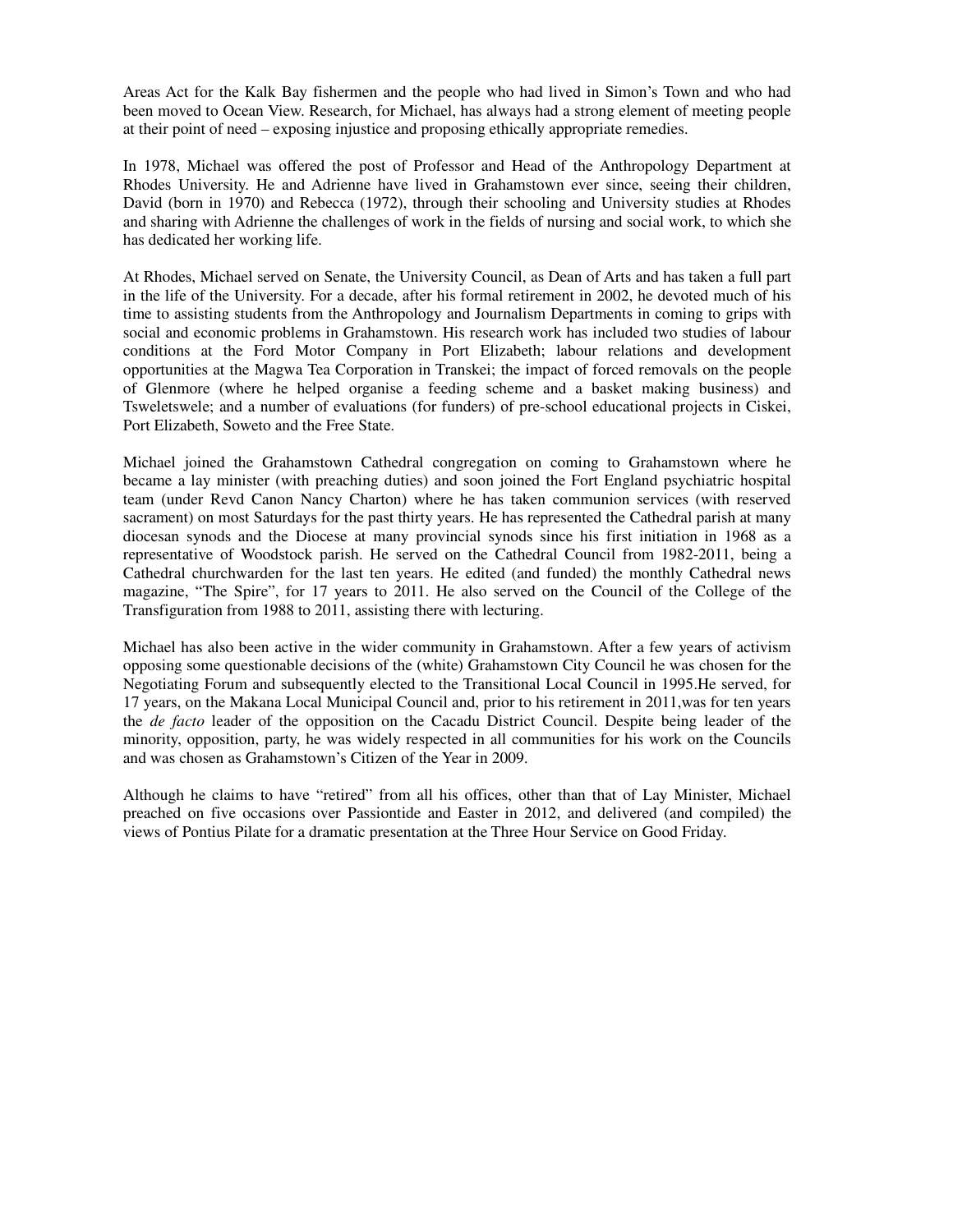Areas Act for the Kalk Bay fishermen and the people who had lived in Simon's Town and who had been moved to Ocean View. Research, for Michael, has always had a strong element of meeting people at their point of need – exposing injustice and proposing ethically appropriate remedies.

In 1978, Michael was offered the post of Professor and Head of the Anthropology Department at Rhodes University. He and Adrienne have lived in Grahamstown ever since, seeing their children, David (born in 1970) and Rebecca (1972), through their schooling and University studies at Rhodes and sharing with Adrienne the challenges of work in the fields of nursing and social work, to which she has dedicated her working life.

At Rhodes, Michael served on Senate, the University Council, as Dean of Arts and has taken a full part in the life of the University. For a decade, after his formal retirement in 2002, he devoted much of his time to assisting students from the Anthropology and Journalism Departments in coming to grips with social and economic problems in Grahamstown. His research work has included two studies of labour conditions at the Ford Motor Company in Port Elizabeth; labour relations and development opportunities at the Magwa Tea Corporation in Transkei; the impact of forced removals on the people of Glenmore (where he helped organise a feeding scheme and a basket making business) and Tsweletswele; and a number of evaluations (for funders) of pre-school educational projects in Ciskei, Port Elizabeth, Soweto and the Free State.

Michael joined the Grahamstown Cathedral congregation on coming to Grahamstown where he became a lay minister (with preaching duties) and soon joined the Fort England psychiatric hospital team (under Revd Canon Nancy Charton) where he has taken communion services (with reserved sacrament) on most Saturdays for the past thirty years. He has represented the Cathedral parish at many diocesan synods and the Diocese at many provincial synods since his first initiation in 1968 as a representative of Woodstock parish. He served on the Cathedral Council from 1982-2011, being a Cathedral churchwarden for the last ten years. He edited (and funded) the monthly Cathedral news magazine, "The Spire", for 17 years to 2011. He also served on the Council of the College of the Transfiguration from 1988 to 2011, assisting there with lecturing.

Michael has also been active in the wider community in Grahamstown. After a few years of activism opposing some questionable decisions of the (white) Grahamstown City Council he was chosen for the Negotiating Forum and subsequently elected to the Transitional Local Council in 1995.He served, for 17 years, on the Makana Local Municipal Council and, prior to his retirement in 2011,was for ten years the *de facto* leader of the opposition on the Cacadu District Council. Despite being leader of the minority, opposition, party, he was widely respected in all communities for his work on the Councils and was chosen as Grahamstown's Citizen of the Year in 2009.

Although he claims to have "retired" from all his offices, other than that of Lay Minister, Michael preached on five occasions over Passiontide and Easter in 2012, and delivered (and compiled) the views of Pontius Pilate for a dramatic presentation at the Three Hour Service on Good Friday.